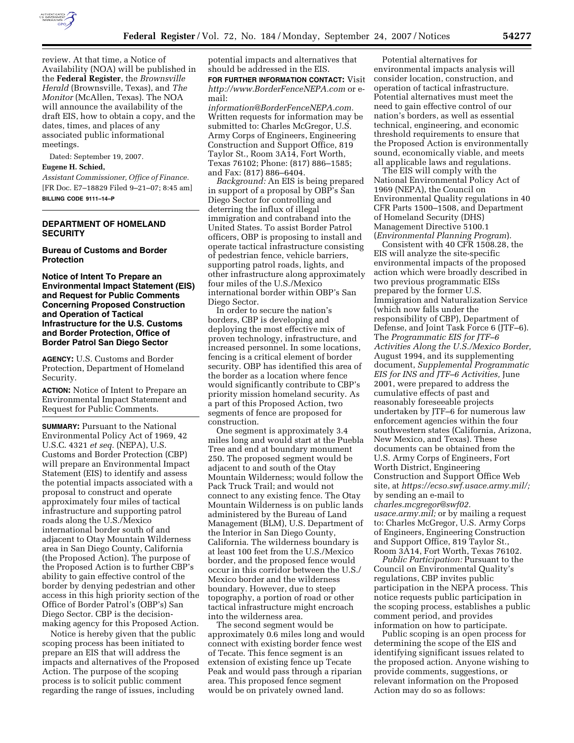review. At that time, a Notice of Availability (NOA) will be published in the **Federal Register**, the *Brownsville Herald* (Brownsville, Texas), and *The Monitor* (McAllen, Texas). The NOA will announce the availability of the draft EIS, how to obtain a copy, and the dates, times, and places of any associated public informational meetings.

Dated: September 19, 2007.

**Eugene H. Schied,**

*Assistant Commissioner, Office of Finance.*

[FR Doc. E7–18829 Filed 9–21–07; 8:45 am]

**BILLING CODE 9111–14–P**

## DEPARTMENT OF HOMELAND SECURITY

### Bureau of Customs and Border Protection

### Notice of Intent To Prepare an Environmental Impact Statement (EIS) and Request for Public Comments Concerning Proposed Construction and Operation of Tactical Infrastructure for the U.S. Customs and Border Protection, Office of Border Patrol San Diego Sector

**AGENCY:** U.S. Customs and Border Protection, Department of Homeland Security.

**ACTION:** Notice of Intent to Prepare an Environmental Impact Statement and Request for Public Comments.

**SUMMARY:** Pursuant to the National Environmental Policy Act of 1969, 42 U.S.C. 4321 *et seq.* (NEPA), U.S. Customs and Border Protection (CBP) will prepare an Environmental Impact Statement (EIS) to identify and assess the potential impacts associated with a proposal to construct and operate approximately four miles of tactical infrastructure and supporting patrol roads along the U.S./Mexico international border south of and adjacent to Otay Mountain Wilderness area in San Diego County, California (the Proposed Action). The purpose of the Proposed Action is to further CBP's ability to gain effective control of the border by denying pedestrian and other access in this high priority section of the Office of Border Patrol's (OBP's) San Diego Sector. CBP is the decision-making agency for this Proposed Action.

Notice is hereby given that the public scoping process has been initiated to prepare an EIS that will address the impacts and alternatives of the Proposed Action. The purpose of the scoping process is to solicit public comment regarding the range of issues, including potential impacts and alternatives that should be addressed in the EIS.

**FOR FURTHER INFORMATION CONTACT:** Visit *http://www.BorderFenceNEPA.com* or e-mail: *information@BorderFenceNEPA.com.* Written requests for information may be submitted to: Charles McGregor, U.S. Army Corps of Engineers, Engineering Construction and Support Office, 819 Taylor St., Room 3A14, Fort Worth, Texas 76102; Phone: (817) 886–1585; and Fax: (817) 886–6404.

*Background:* An EIS is being prepared in support of a proposal by OBP's San Diego Sector for controlling and deterring the influx of illegal immigration and contraband into the United States. To assist Border Patrol officers, OBP is proposing to install and operate tactical infrastructure consisting of pedestrian fence, vehicle barriers, supporting patrol roads, lights, and other infrastructure along approximately four miles of the U.S./Mexico international border within OBP's San Diego Sector.

In order to secure the nation's borders, CBP is developing and deploying the most effective mix of proven technology, infrastructure, and increased personnel. In some locations, fencing is a critical element of border security. OBP has identified this area of the border as a location where fence would significantly contribute to CBP's priority mission homeland security. As a part of this Proposed Action, two segments of fence are proposed for construction.

One segment is approximately 3.4 miles long and would start at the Puebla Tree and end at boundary monument 250. The proposed segment would be adjacent to and south of the Otay Mountain Wilderness; would follow the Pack Truck Trail; and would not connect to any existing fence. The Otay Mountain Wilderness is on public lands administered by the Bureau of Land Management (BLM), U.S. Department of the Interior in San Diego County, California. The wilderness boundary is at least 100 feet from the U.S./Mexico border, and the proposed fence would occur in this corridor between the U.S./Mexico border and the wilderness boundary. However, due to steep topography, a portion of road or other tactical infrastructure might encroach into the wilderness area.

The second segment would be approximately 0.6 miles long and would connect with existing border fence west of Tecate. This fence segment is an extension of existing fence up Tecate Peak and would pass through a riparian area. This proposed fence segment would be on privately owned land.

Potential alternatives for environmental impacts analysis will consider location, construction, and operation of tactical infrastructure. Potential alternatives must meet the need to gain effective control of our nation's borders, as well as essential technical, engineering, and economic threshold requirements to ensure that the Proposed Action is environmentally sound, economically viable, and meets all applicable laws and regulations.

The EIS will comply with the National Environmental Policy Act of 1969 (NEPA), the Council on Environmental Quality regulations in 40 CFR Parts 1500–1508, and Department of Homeland Security (DHS) Management Directive 5100.1 (*Environmental Planning Program*).

Consistent with 40 CFR 1508.28, the EIS will analyze the site-specific environmental impacts of the proposed action which were broadly described in two previous programmatic EISs prepared by the former U.S. Immigration and Naturalization Service (which now falls under the responsibility of CBP), Department of Defense, and Joint Task Force 6 (JTF–6). The *Programmatic EIS for JTF–6 Activities Along the U.S./Mexico Border,* August 1994, and its supplementing document, *Supplemental Programmatic EIS for INS and JTF–6 Activities,* June 2001, were prepared to address the cumulative effects of past and reasonably foreseeable projects undertaken by JTF–6 for numerous law enforcement agencies within the four southwestern states (California, Arizona, New Mexico, and Texas). These documents can be obtained from the U.S. Army Corps of Engineers, Fort Worth District, Engineering Construction and Support Office Web site, at *https://ecso.swf.usace.army.mil/;* by sending an e-mail to *charles.mcgregor@swf02.usace.army.mil;* or by mailing a request to: Charles McGregor, U.S. Army Corps of Engineers, Engineering Construction and Support Office, 819 Taylor St., Room 3A14, Fort Worth, Texas 76102.

*Public Participation:* Pursuant to the Council on Environmental Quality's regulations, CBP invites public participation in the NEPA process. This notice requests public participation in the scoping process, establishes a public comment period, and provides information on how to participate.

Public scoping is an open process for determining the scope of the EIS and identifying significant issues related to the proposed action. Anyone wishing to provide comments, suggestions, or relevant information on the Proposed Action may do so as follows: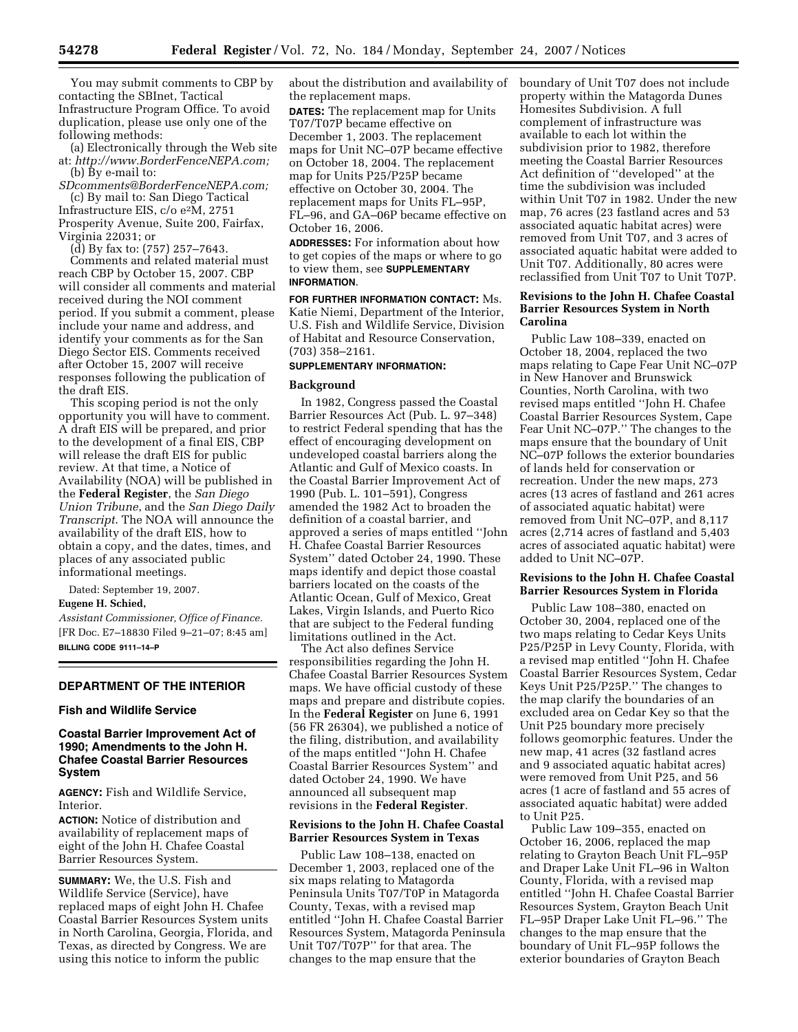You may submit comments to CBP by contacting the SBInet, Tactical Infrastructure Program Office. To avoid duplication, please use only one of the following methods:

(a) Electronically through the Web site at: *http://www.BorderFenceNEPA.com;*

(b) By e-mail to: *SDcomments@BorderFenceNEPA.com;*

(c) By mail to: San Diego Tactical Infrastructure EIS, c/o e$^2$M, 2751 Prosperity Avenue, Suite 200, Fairfax, Virginia 22031; or

(d) By fax to: (757) 257–7643.

Comments and related material must reach CBP by October 15, 2007. CBP will consider all comments and material received during the NOI comment period. If you submit a comment, please include your name and address, and identify your comments as for the San Diego Sector EIS. Comments received after October 15, 2007 will receive responses following the publication of the draft EIS.

This scoping period is not the only opportunity you will have to comment. A draft EIS will be prepared, and prior to the development of a final EIS, CBP will release the draft EIS for public review. At that time, a Notice of Availability (NOA) will be published in the **Federal Register**, the *San Diego Union Tribune*, and the *San Diego Daily Transcript*. The NOA will announce the availability of the draft EIS, how to obtain a copy, and the dates, times, and places of any associated public informational meetings.

Dated: September 19, 2007.

**Eugene H. Schied,**

*Assistant Commissioner, Office of Finance.*

[FR Doc. E7–18830 Filed 9–21–07; 8:45 am]

**BILLING CODE 9111–14–P**

## DEPARTMENT OF THE INTERIOR

### Fish and Wildlife Service

### Coastal Barrier Improvement Act of 1990; Amendments to the John H. Chafee Coastal Barrier Resources System

**AGENCY:** Fish and Wildlife Service, Interior.

**ACTION:** Notice of distribution and availability of replacement maps of eight of the John H. Chafee Coastal Barrier Resources System.

**SUMMARY:** We, the U.S. Fish and Wildlife Service (Service), have replaced maps of eight John H. Chafee Coastal Barrier Resources System units in North Carolina, Georgia, Florida, and Texas, as directed by Congress. We are using this notice to inform the public about the distribution and availability of the replacement maps.

**DATES:** The replacement map for Units T07/T07P became effective on December 1, 2003. The replacement maps for Unit NC–07P became effective on October 18, 2004. The replacement map for Units P25/P25P became effective on October 30, 2004. The replacement maps for Units FL–95P, FL–96, and GA–06P became effective on October 16, 2006.

**ADDRESSES:** For information about how to get copies of the maps or where to go to view them, see **SUPPLEMENTARY INFORMATION**.

**FOR FURTHER INFORMATION CONTACT:** Ms. Katie Niemi, Department of the Interior, U.S. Fish and Wildlife Service, Division of Habitat and Resource Conservation, (703) 358–2161.

**SUPPLEMENTARY INFORMATION:**

#### Background

In 1982, Congress passed the Coastal Barrier Resources Act (Pub. L. 97–348) to restrict Federal spending that has the effect of encouraging development on undeveloped coastal barriers along the Atlantic and Gulf of Mexico coasts. In the Coastal Barrier Improvement Act of 1990 (Pub. L. 101–591), Congress amended the 1982 Act to broaden the definition of a coastal barrier, and approved a series of maps entitled ''John H. Chafee Coastal Barrier Resources System'' dated October 24, 1990. These maps identify and depict those coastal barriers located on the coasts of the Atlantic Ocean, Gulf of Mexico, Great Lakes, Virgin Islands, and Puerto Rico that are subject to the Federal funding limitations outlined in the Act.

The Act also defines Service responsibilities regarding the John H. Chafee Coastal Barrier Resources System maps. We have official custody of these maps and prepare and distribute copies. In the **Federal Register** on June 6, 1991 (56 FR 26304), we published a notice of the filing, distribution, and availability of the maps entitled ''John H. Chafee Coastal Barrier Resources System'' and dated October 24, 1990. We have announced all subsequent map revisions in the **Federal Register**.

#### Revisions to the John H. Chafee Coastal Barrier Resources System in Texas

Public Law 108–138, enacted on December 1, 2003, replaced one of the six maps relating to Matagorda Peninsula Units T07/T0P in Matagorda County, Texas, with a revised map entitled ''John H. Chafee Coastal Barrier Resources System, Matagorda Peninsula Unit T07/T07P'' for that area. The changes to the map ensure that the boundary of Unit T07 does not include property within the Matagorda Dunes Homesites Subdivision. A full complement of infrastructure was available to each lot within the subdivision prior to 1982, therefore meeting the Coastal Barrier Resources Act definition of ''developed'' at the time the subdivision was included within Unit T07 in 1982. Under the new map, 76 acres (23 fastland acres and 53 associated aquatic habitat acres) were removed from Unit T07, and 3 acres of associated aquatic habitat were added to Unit T07. Additionally, 80 acres were reclassified from Unit T07 to Unit T07P.

#### Revisions to the John H. Chafee Coastal Barrier Resources System in North Carolina

Public Law 108–339, enacted on October 18, 2004, replaced the two maps relating to Cape Fear Unit NC–07P in New Hanover and Brunswick Counties, North Carolina, with two revised maps entitled ''John H. Chafee Coastal Barrier Resources System, Cape Fear Unit NC–07P.'' The changes to the maps ensure that the boundary of Unit NC–07P follows the exterior boundaries of lands held for conservation or recreation. Under the new maps, 273 acres (13 acres of fastland and 261 acres of associated aquatic habitat) were removed from Unit NC–07P, and 8,117 acres (2,714 acres of fastland and 5,403 acres of associated aquatic habitat) were added to Unit NC–07P.

#### Revisions to the John H. Chafee Coastal Barrier Resources System in Florida

Public Law 108–380, enacted on October 30, 2004, replaced one of the two maps relating to Cedar Keys Units P25/P25P in Levy County, Florida, with a revised map entitled ''John H. Chafee Coastal Barrier Resources System, Cedar Keys Unit P25/P25P.'' The changes to the map clarify the boundaries of an excluded area on Cedar Key so that the Unit P25 boundary more precisely follows geomorphic features. Under the new map, 41 acres (32 fastland acres and 9 associated aquatic habitat acres) were removed from Unit P25, and 56 acres (1 acre of fastland and 55 acres of associated aquatic habitat) were added to Unit P25.

Public Law 109–355, enacted on October 16, 2006, replaced the map relating to Grayton Beach Unit FL–95P and Draper Lake Unit FL–96 in Walton County, Florida, with a revised map entitled ''John H. Chafee Coastal Barrier Resources System, Grayton Beach Unit FL–95P Draper Lake Unit FL–96.'' The changes to the map ensure that the boundary of Unit FL–95P follows the exterior boundaries of Grayton Beach